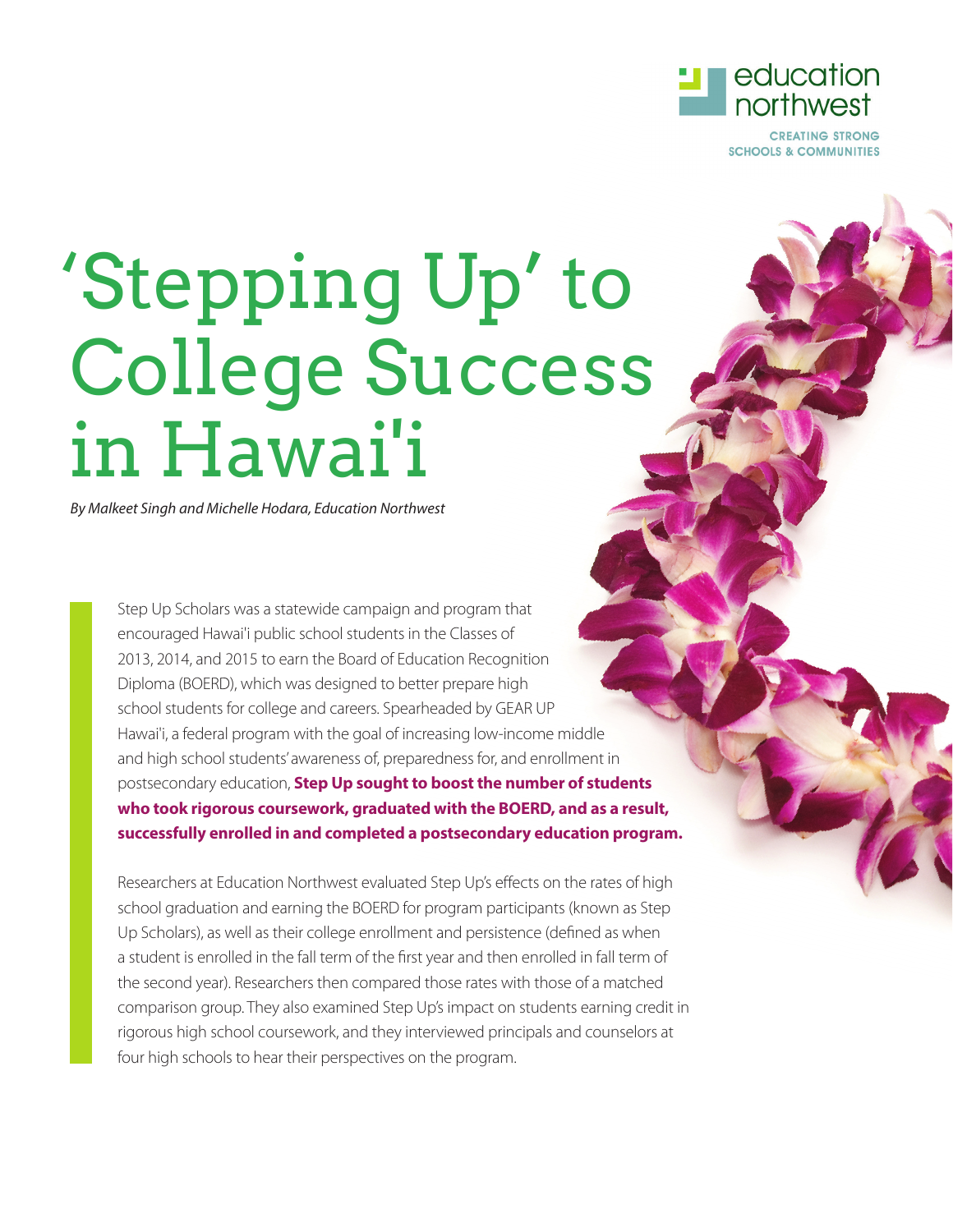education northwest

CREATING STRONG SCHOOLS & COMMUNITIES

# 'Stepping Up' to College Success in Hawai'i

*By Malkeet Singh and Michelle Hodara, Education Northwest*

Step Up Scholars was a statewide campaign and program that encouraged Hawai'i public school students in the Classes of 2013, 2014, and 2015 to earn the Board of Education Recognition Diploma (BOERD), which was designed to better prepare high school students for college and careers. Spearheaded by GEAR UP Hawai'i, a federal program with the goal of increasing low-income middle and high school students' awareness of, preparedness for, and enrollment in postsecondary education, **Step Up sought to boost the number of students who took rigorous coursework, graduated with the BOERD, and as a result, successfully enrolled in and completed a postsecondary education program.**

Researchers at Education Northwest evaluated Step Up's effects on the rates of high school graduation and earning the BOERD for program participants (known as Step Up Scholars), as well as their college enrollment and persistence (defined as when a student is enrolled in the fall term of the first year and then enrolled in fall term of the second year). Researchers then compared those rates with those of a matched comparison group. They also examined Step Up's impact on students earning credit in rigorous high school coursework, and they interviewed principals and counselors at four high schools to hear their perspectives on the program.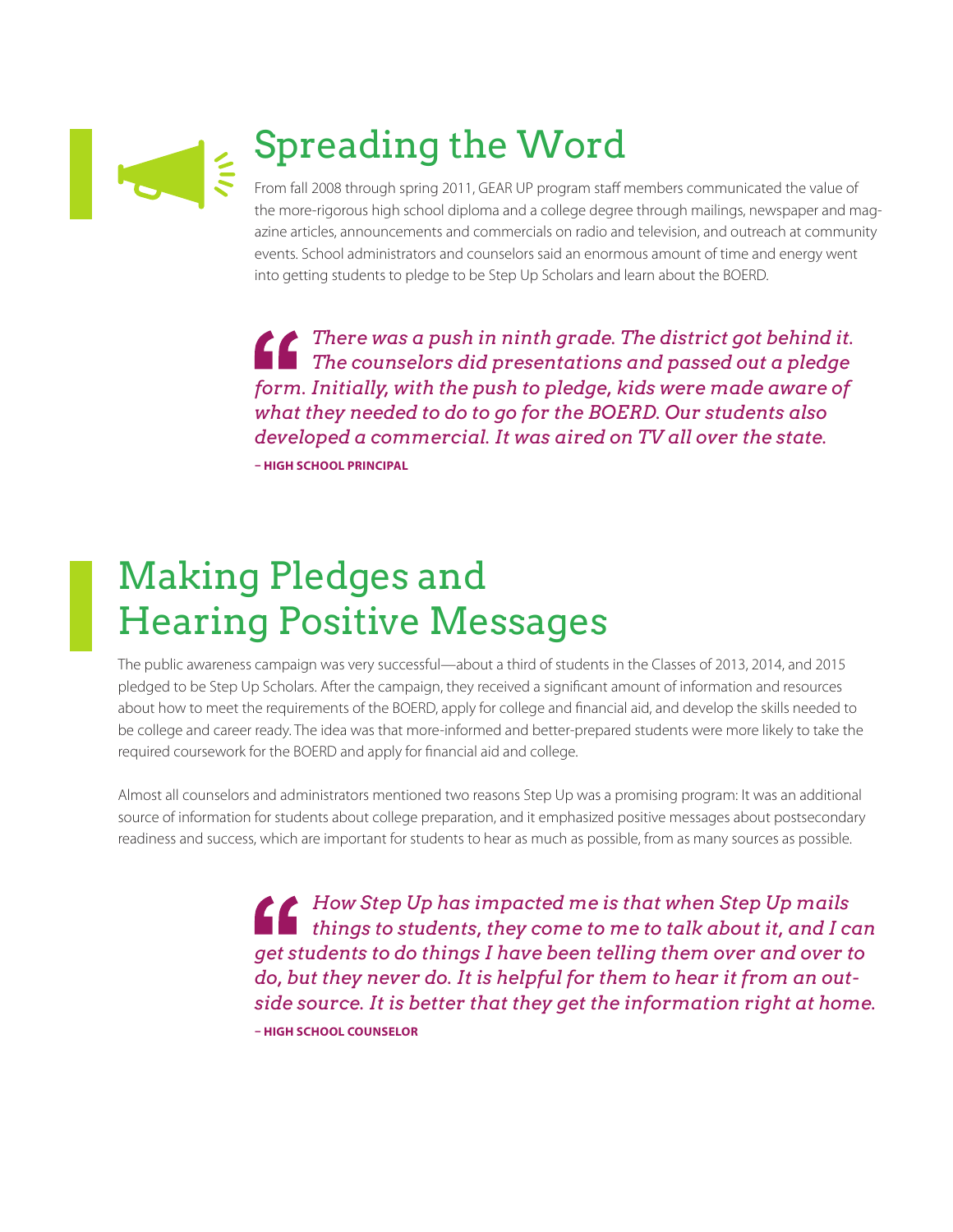## Spreading the Word

From fall 2008 through spring 2011, GEAR UP program staff members communicated the value of the more-rigorous high school diploma and a college degree through mailings, newspaper and magazine articles, announcements and commercials on radio and television, and outreach at community events. School administrators and counselors said an enormous amount of time and energy went into getting students to pledge to be Step Up Scholars and learn about the BOERD.

> *There was a push in ninth grade. The district got behind it. The counselors did presentations and passed out a pledge form. Initially, with the push to pledge, kids were made aware of what they needed to do to go for the BOERD. Our students also developed a commercial. It was aired on TV all over the state.*
>
> **– HIGH SCHOOL PRINCIPAL**

## Making Pledges and Hearing Positive Messages

The public awareness campaign was very successful—about a third of students in the Classes of 2013, 2014, and 2015 pledged to be Step Up Scholars. After the campaign, they received a significant amount of information and resources about how to meet the requirements of the BOERD, apply for college and financial aid, and develop the skills needed to be college and career ready. The idea was that more-informed and better-prepared students were more likely to take the required coursework for the BOERD and apply for financial aid and college.

Almost all counselors and administrators mentioned two reasons Step Up was a promising program: It was an additional source of information for students about college preparation, and it emphasized positive messages about postsecondary readiness and success, which are important for students to hear as much as possible, from as many sources as possible.

> *How Step Up has impacted me is that when Step Up mails things to students, they come to me to talk about it, and I can get students to do things I have been telling them over and over to do, but they never do. It is helpful for them to hear it from an outside source. It is better that they get the information right at home.*
>
> **– HIGH SCHOOL COUNSELOR**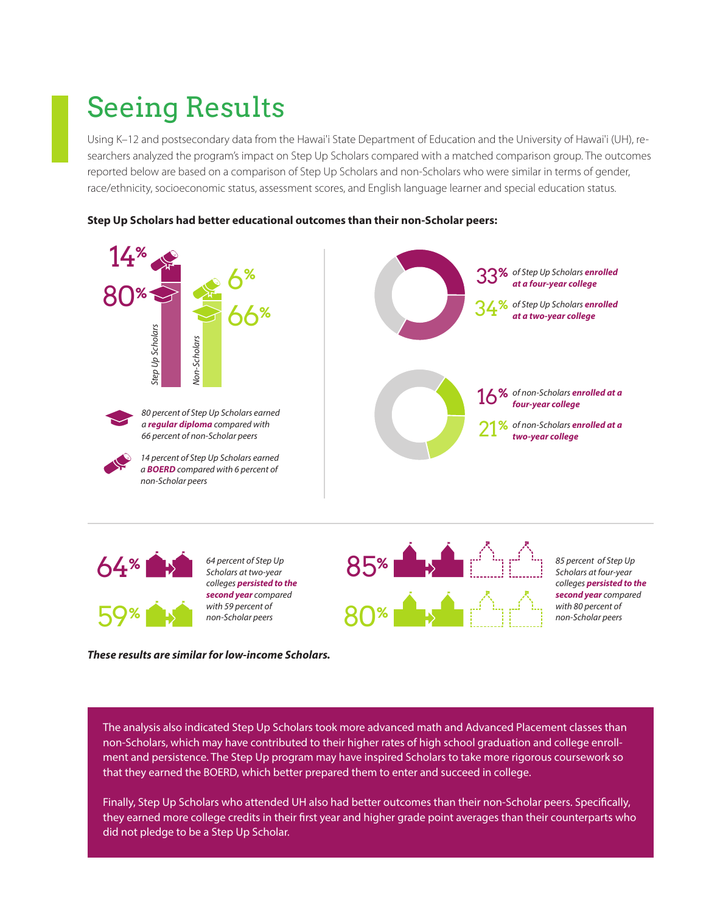# Seeing Results

Using K–12 and postsecondary data from the Hawai'i State Department of Education and the University of Hawai'i (UH), researchers analyzed the program's impact on Step Up Scholars compared with a matched comparison group. The outcomes reported below are based on a comparison of Step Up Scholars and non-Scholars who were similar in terms of gender, race/ethnicity, socioeconomic status, assessment scores, and English language learner and special education status.

**Step Up Scholars had better educational outcomes than their non-Scholar peers:**

14% 80% *Step Up Scholars*

6% 66% *Non-Scholars*

*80 percent of Step Up Scholars earned a* ***regular diploma*** *compared with 66 percent of non-Scholar peers*

*14 percent of Step Up Scholars earned a* ***BOERD*** *compared with 6 percent of non-Scholar peers*

33% *of Step Up Scholars* ***enrolled at a four-year college***

34% *of Step Up Scholars* ***enrolled at a two-year college***

16% *of non-Scholars* ***enrolled at a four-year college***

21% *of non-Scholars* ***enrolled at a two-year college***

64% / 59%

*64 percent of Step Up Scholars at two-year colleges* ***persisted to the second year*** *compared with 59 percent of non-Scholar peers*

85% / 80%

*85 percent of Step Up Scholars at four-year colleges* ***persisted to the second year*** *compared with 80 percent of non-Scholar peers*

***These results are similar for low-income Scholars.***

The analysis also indicated Step Up Scholars took more advanced math and Advanced Placement classes than non-Scholars, which may have contributed to their higher rates of high school graduation and college enrollment and persistence. The Step Up program may have inspired Scholars to take more rigorous coursework so that they earned the BOERD, which better prepared them to enter and succeed in college.

Finally, Step Up Scholars who attended UH also had better outcomes than their non-Scholar peers. Specifically, they earned more college credits in their first year and higher grade point averages than their counterparts who did not pledge to be a Step Up Scholar.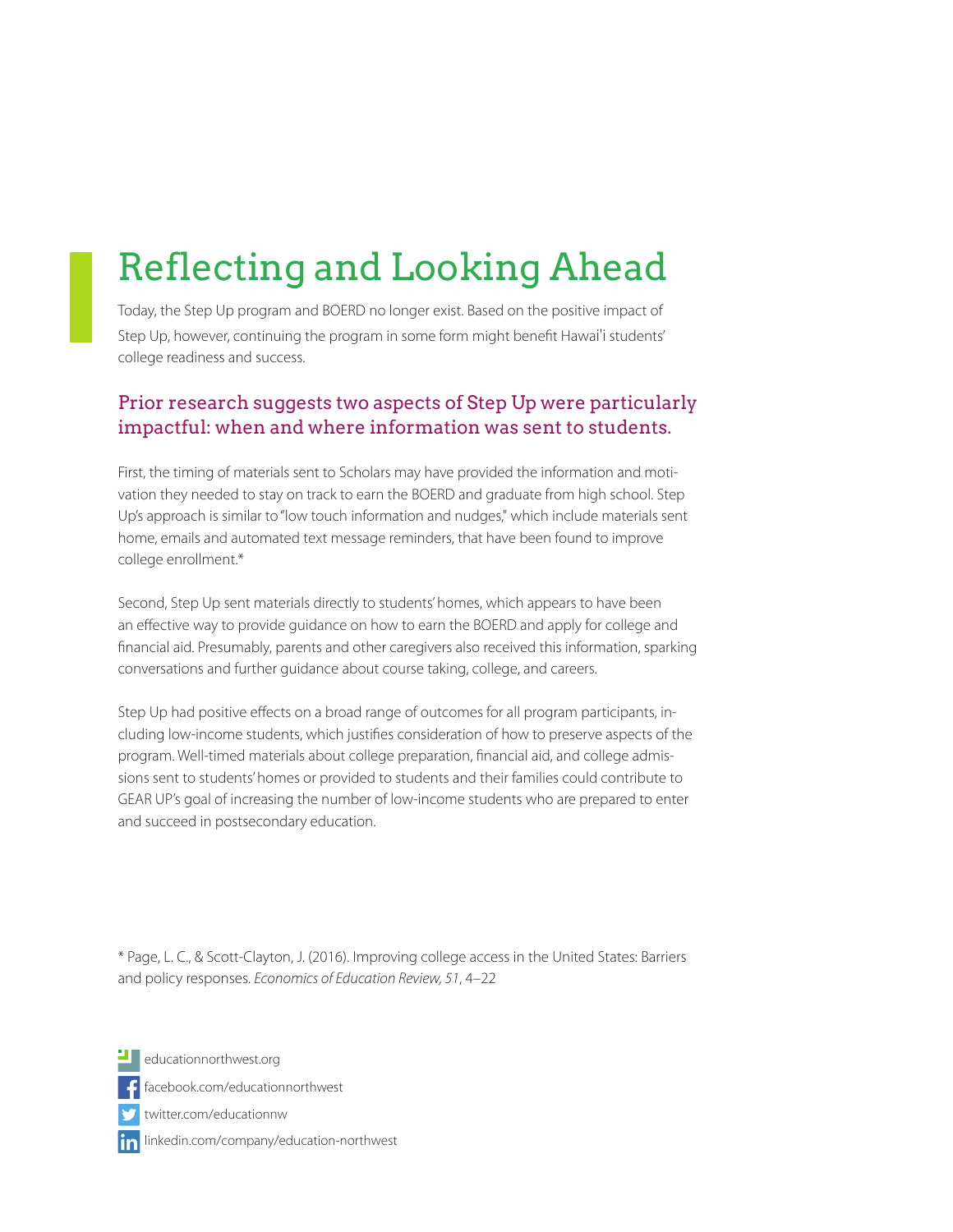# Reflecting and Looking Ahead

Today, the Step Up program and BOERD no longer exist. Based on the positive impact of Step Up, however, continuing the program in some form might benefit Hawai'i students' college readiness and success.

## Prior research suggests two aspects of Step Up were particularly impactful: when and where information was sent to students.

First, the timing of materials sent to Scholars may have provided the information and motivation they needed to stay on track to earn the BOERD and graduate from high school. Step Up's approach is similar to "low touch information and nudges," which include materials sent home, emails and automated text message reminders, that have been found to improve college enrollment.*

Second, Step Up sent materials directly to students' homes, which appears to have been an effective way to provide guidance on how to earn the BOERD and apply for college and financial aid. Presumably, parents and other caregivers also received this information, sparking conversations and further guidance about course taking, college, and careers.

Step Up had positive effects on a broad range of outcomes for all program participants, including low-income students, which justifies consideration of how to preserve aspects of the program. Well-timed materials about college preparation, financial aid, and college admissions sent to students' homes or provided to students and their families could contribute to GEAR UP's goal of increasing the number of low-income students who are prepared to enter and succeed in postsecondary education.

* Page, L. C., & Scott-Clayton, J. (2016). Improving college access in the United States: Barriers and policy responses. *Economics of Education Review, 51*, 4–22

educationnorthwest.org

facebook.com/educationnorthwest

twitter.com/educationnw

linkedin.com/company/education-northwest